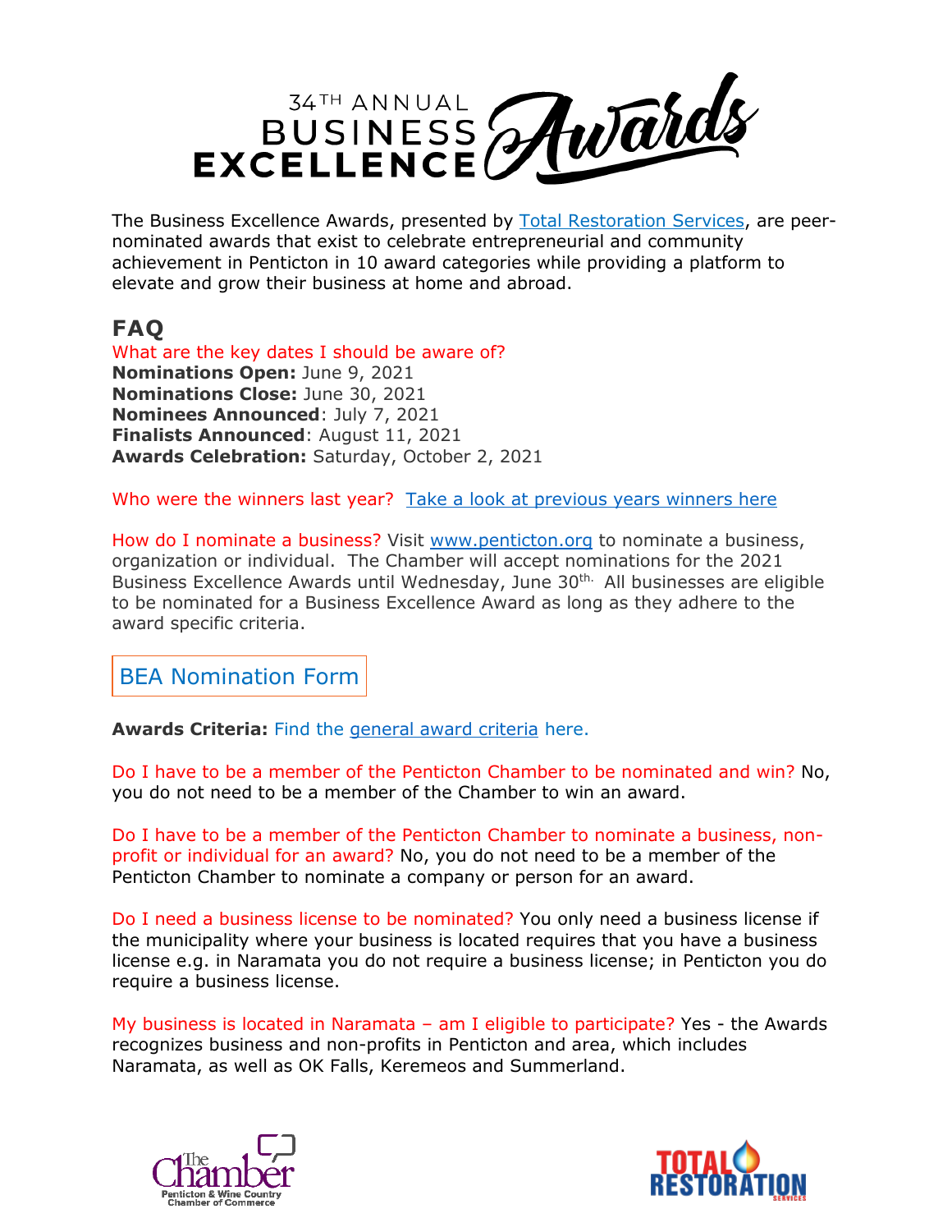# 34TH ANNUAL BUSINESS EXCELLENCE Awards

The Business Excellence Awards, presented by Total Restoration Services, are peer-nominated awards that exist to celebrate entrepreneurial and community achievement in Penticton in 10 award categories while providing a platform to elevate and grow their business at home and abroad.

## FAQ

What are the key dates I should be aware of?

**Nominations Open:** June 9, 2021
**Nominations Close:** June 30, 2021
**Nominees Announced**: July 7, 2021
**Finalists Announced**: August 11, 2021
**Awards Celebration:** Saturday, October 2, 2021

Who were the winners last year? Take a look at previous years winners here

How do I nominate a business? Visit www.penticton.org to nominate a business, organization or individual. The Chamber will accept nominations for the 2021 Business Excellence Awards until Wednesday, June 30th. All businesses are eligible to be nominated for a Business Excellence Award as long as they adhere to the award specific criteria.

BEA Nomination Form

**Awards Criteria:** Find the general award criteria here.

Do I have to be a member of the Penticton Chamber to be nominated and win? No, you do not need to be a member of the Chamber to win an award.

Do I have to be a member of the Penticton Chamber to nominate a business, non-profit or individual for an award? No, you do not need to be a member of the Penticton Chamber to nominate a company or person for an award.

Do I need a business license to be nominated? You only need a business license if the municipality where your business is located requires that you have a business license e.g. in Naramata you do not require a business license; in Penticton you do require a business license.

My business is located in Naramata – am I eligible to participate? Yes - the Awards recognizes business and non-profits in Penticton and area, which includes Naramata, as well as OK Falls, Keremeos and Summerland.

The Chamber Penticton & Wine Country Chamber of Commerce

TOTAL RESTORATION SERVICES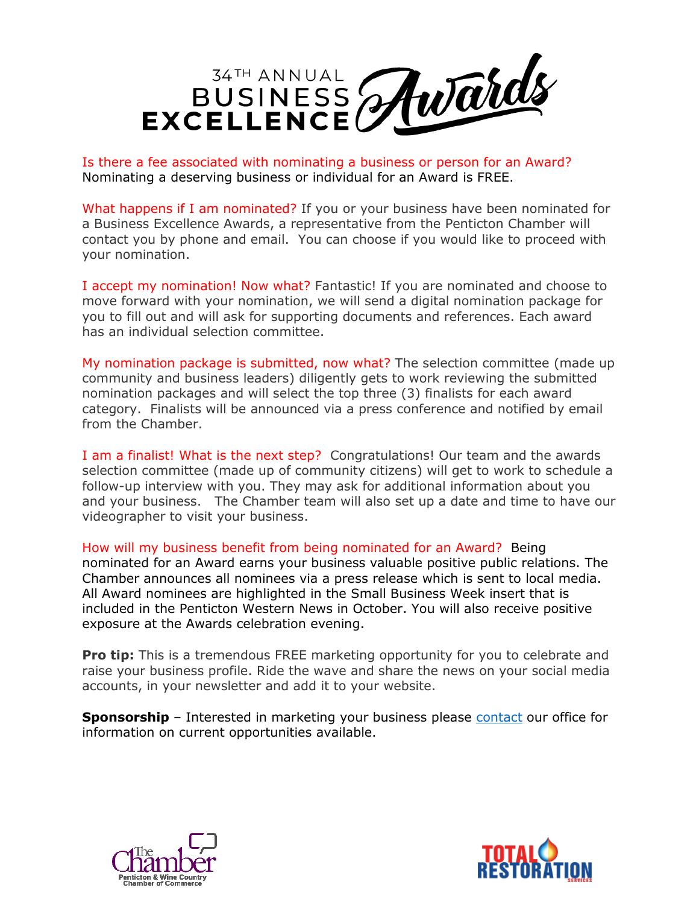# 34TH ANNUAL BUSINESS EXCELLENCE Awards

**Is there a fee associated with nominating a business or person for an Award?** Nominating a deserving business or individual for an Award is FREE.

**What happens if I am nominated?** If you or your business have been nominated for a Business Excellence Awards, a representative from the Penticton Chamber will contact you by phone and email. You can choose if you would like to proceed with your nomination.

**I accept my nomination! Now what?** Fantastic! If you are nominated and choose to move forward with your nomination, we will send a digital nomination package for you to fill out and will ask for supporting documents and references. Each award has an individual selection committee.

**My nomination package is submitted, now what?** The selection committee (made up community and business leaders) diligently gets to work reviewing the submitted nomination packages and will select the top three (3) finalists for each award category. Finalists will be announced via a press conference and notified by email from the Chamber.

**I am a finalist! What is the next step?** Congratulations! Our team and the awards selection committee (made up of community citizens) will get to work to schedule a follow-up interview with you. They may ask for additional information about you and your business. The Chamber team will also set up a date and time to have our videographer to visit your business.

**How will my business benefit from being nominated for an Award?** Being nominated for an Award earns your business valuable positive public relations. The Chamber announces all nominees via a press release which is sent to local media. All Award nominees are highlighted in the Small Business Week insert that is included in the Penticton Western News in October. You will also receive positive exposure at the Awards celebration evening.

**Pro tip:** This is a tremendous FREE marketing opportunity for you to celebrate and raise your business profile. Ride the wave and share the news on your social media accounts, in your newsletter and add it to your website.

**Sponsorship** – Interested in marketing your business please contact our office for information on current opportunities available.

The Chamber
Penticton & Wine Country Chamber of Commerce

TOTAL RESTORATION SERVICES